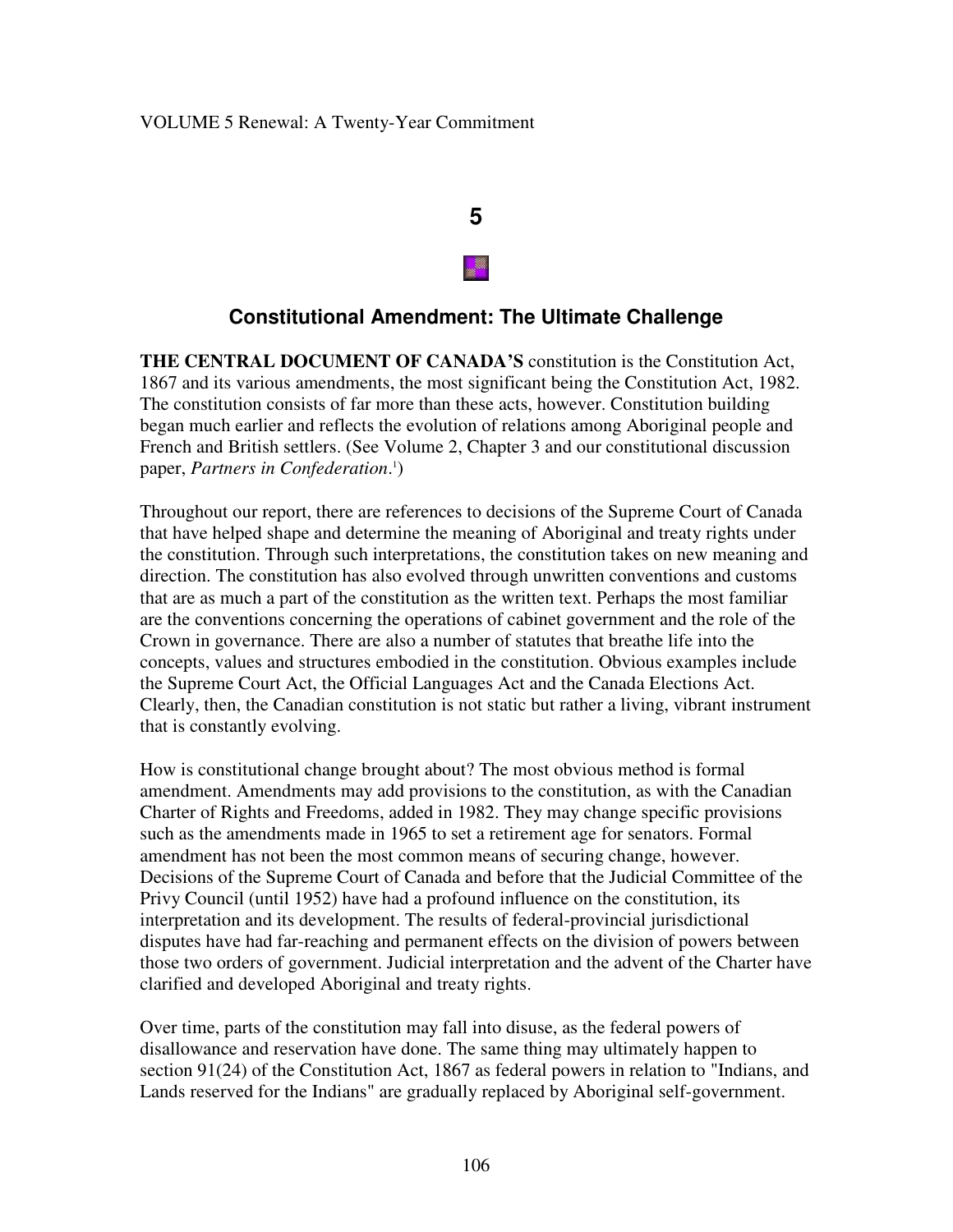VOLUME 5 Renewal: A Twenty-Year Commitment

# 5

## Constitutional Amendment: The Ultimate Challenge

**THE CENTRAL DOCUMENT OF CANADA'S** constitution is the Constitution Act, 1867 and its various amendments, the most significant being the Constitution Act, 1982. The constitution consists of far more than these acts, however. Constitution building began much earlier and reflects the evolution of relations among Aboriginal people and French and British settlers. (See Volume 2, Chapter 3 and our constitutional discussion paper, *Partners in Confederation*.[1])

Throughout our report, there are references to decisions of the Supreme Court of Canada that have helped shape and determine the meaning of Aboriginal and treaty rights under the constitution. Through such interpretations, the constitution takes on new meaning and direction. The constitution has also evolved through unwritten conventions and customs that are as much a part of the constitution as the written text. Perhaps the most familiar are the conventions concerning the operations of cabinet government and the role of the Crown in governance. There are also a number of statutes that breathe life into the concepts, values and structures embodied in the constitution. Obvious examples include the Supreme Court Act, the Official Languages Act and the Canada Elections Act. Clearly, then, the Canadian constitution is not static but rather a living, vibrant instrument that is constantly evolving.

How is constitutional change brought about? The most obvious method is formal amendment. Amendments may add provisions to the constitution, as with the Canadian Charter of Rights and Freedoms, added in 1982. They may change specific provisions such as the amendments made in 1965 to set a retirement age for senators. Formal amendment has not been the most common means of securing change, however. Decisions of the Supreme Court of Canada and before that the Judicial Committee of the Privy Council (until 1952) have had a profound influence on the constitution, its interpretation and its development. The results of federal-provincial jurisdictional disputes have had far-reaching and permanent effects on the division of powers between those two orders of government. Judicial interpretation and the advent of the Charter have clarified and developed Aboriginal and treaty rights.

Over time, parts of the constitution may fall into disuse, as the federal powers of disallowance and reservation have done. The same thing may ultimately happen to section 91(24) of the Constitution Act, 1867 as federal powers in relation to "Indians, and Lands reserved for the Indians" are gradually replaced by Aboriginal self-government.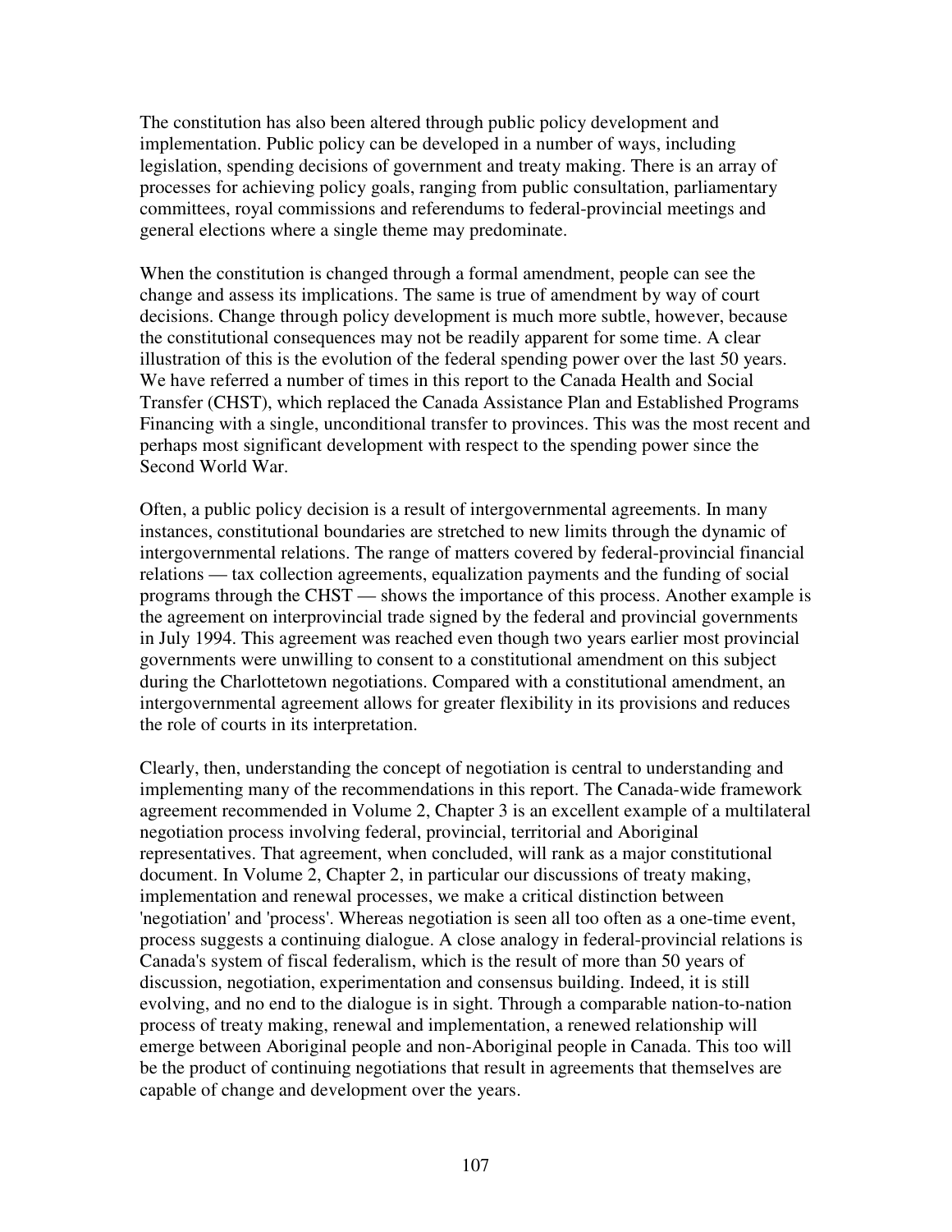The constitution has also been altered through public policy development and implementation. Public policy can be developed in a number of ways, including legislation, spending decisions of government and treaty making. There is an array of processes for achieving policy goals, ranging from public consultation, parliamentary committees, royal commissions and referendums to federal-provincial meetings and general elections where a single theme may predominate.

When the constitution is changed through a formal amendment, people can see the change and assess its implications. The same is true of amendment by way of court decisions. Change through policy development is much more subtle, however, because the constitutional consequences may not be readily apparent for some time. A clear illustration of this is the evolution of the federal spending power over the last 50 years. We have referred a number of times in this report to the Canada Health and Social Transfer (CHST), which replaced the Canada Assistance Plan and Established Programs Financing with a single, unconditional transfer to provinces. This was the most recent and perhaps most significant development with respect to the spending power since the Second World War.

Often, a public policy decision is a result of intergovernmental agreements. In many instances, constitutional boundaries are stretched to new limits through the dynamic of intergovernmental relations. The range of matters covered by federal-provincial financial relations — tax collection agreements, equalization payments and the funding of social programs through the CHST — shows the importance of this process. Another example is the agreement on interprovincial trade signed by the federal and provincial governments in July 1994. This agreement was reached even though two years earlier most provincial governments were unwilling to consent to a constitutional amendment on this subject during the Charlottetown negotiations. Compared with a constitutional amendment, an intergovernmental agreement allows for greater flexibility in its provisions and reduces the role of courts in its interpretation.

Clearly, then, understanding the concept of negotiation is central to understanding and implementing many of the recommendations in this report. The Canada-wide framework agreement recommended in Volume 2, Chapter 3 is an excellent example of a multilateral negotiation process involving federal, provincial, territorial and Aboriginal representatives. That agreement, when concluded, will rank as a major constitutional document. In Volume 2, Chapter 2, in particular our discussions of treaty making, implementation and renewal processes, we make a critical distinction between 'negotiation' and 'process'. Whereas negotiation is seen all too often as a one-time event, process suggests a continuing dialogue. A close analogy in federal-provincial relations is Canada's system of fiscal federalism, which is the result of more than 50 years of discussion, negotiation, experimentation and consensus building. Indeed, it is still evolving, and no end to the dialogue is in sight. Through a comparable nation-to-nation process of treaty making, renewal and implementation, a renewed relationship will emerge between Aboriginal people and non-Aboriginal people in Canada. This too will be the product of continuing negotiations that result in agreements that themselves are capable of change and development over the years.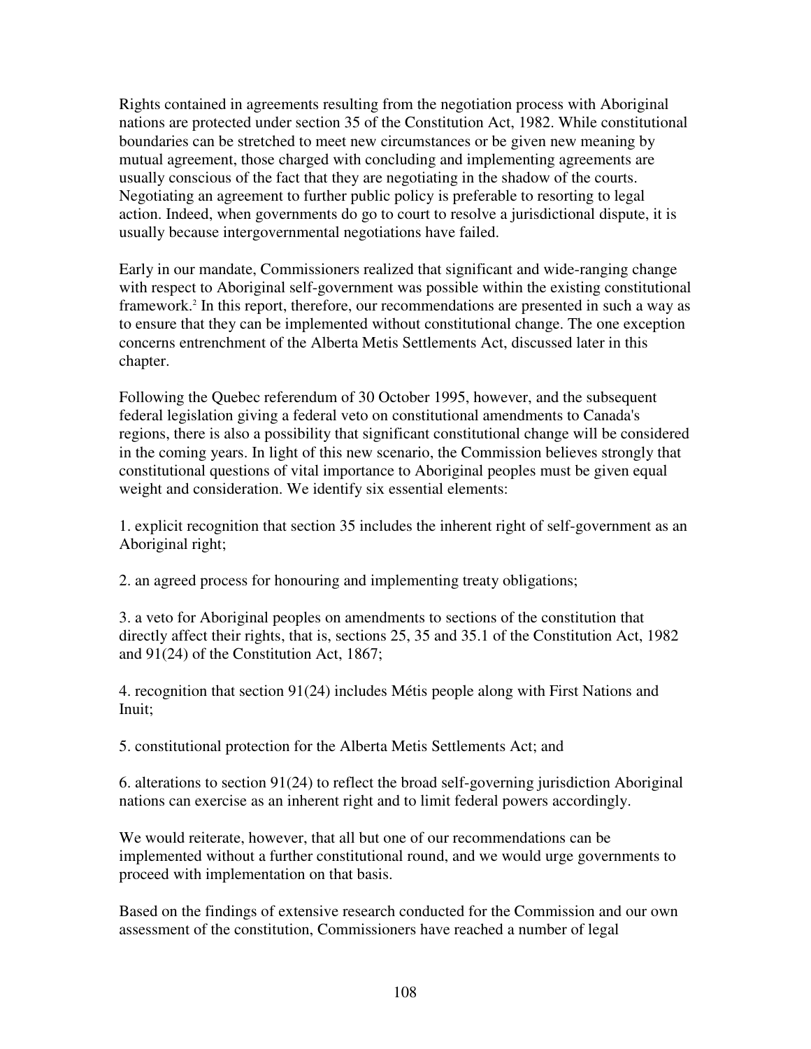Rights contained in agreements resulting from the negotiation process with Aboriginal nations are protected under section 35 of the Constitution Act, 1982. While constitutional boundaries can be stretched to meet new circumstances or be given new meaning by mutual agreement, those charged with concluding and implementing agreements are usually conscious of the fact that they are negotiating in the shadow of the courts. Negotiating an agreement to further public policy is preferable to resorting to legal action. Indeed, when governments do go to court to resolve a jurisdictional dispute, it is usually because intergovernmental negotiations have failed.

Early in our mandate, Commissioners realized that significant and wide-ranging change with respect to Aboriginal self-government was possible within the existing constitutional framework.[2] In this report, therefore, our recommendations are presented in such a way as to ensure that they can be implemented without constitutional change. The one exception concerns entrenchment of the Alberta Metis Settlements Act, discussed later in this chapter.

Following the Quebec referendum of 30 October 1995, however, and the subsequent federal legislation giving a federal veto on constitutional amendments to Canada's regions, there is also a possibility that significant constitutional change will be considered in the coming years. In light of this new scenario, the Commission believes strongly that constitutional questions of vital importance to Aboriginal peoples must be given equal weight and consideration. We identify six essential elements:

1. explicit recognition that section 35 includes the inherent right of self-government as an Aboriginal right;

2. an agreed process for honouring and implementing treaty obligations;

3. a veto for Aboriginal peoples on amendments to sections of the constitution that directly affect their rights, that is, sections 25, 35 and 35.1 of the Constitution Act, 1982 and 91(24) of the Constitution Act, 1867;

4. recognition that section 91(24) includes Métis people along with First Nations and Inuit;

5. constitutional protection for the Alberta Metis Settlements Act; and

6. alterations to section 91(24) to reflect the broad self-governing jurisdiction Aboriginal nations can exercise as an inherent right and to limit federal powers accordingly.

We would reiterate, however, that all but one of our recommendations can be implemented without a further constitutional round, and we would urge governments to proceed with implementation on that basis.

Based on the findings of extensive research conducted for the Commission and our own assessment of the constitution, Commissioners have reached a number of legal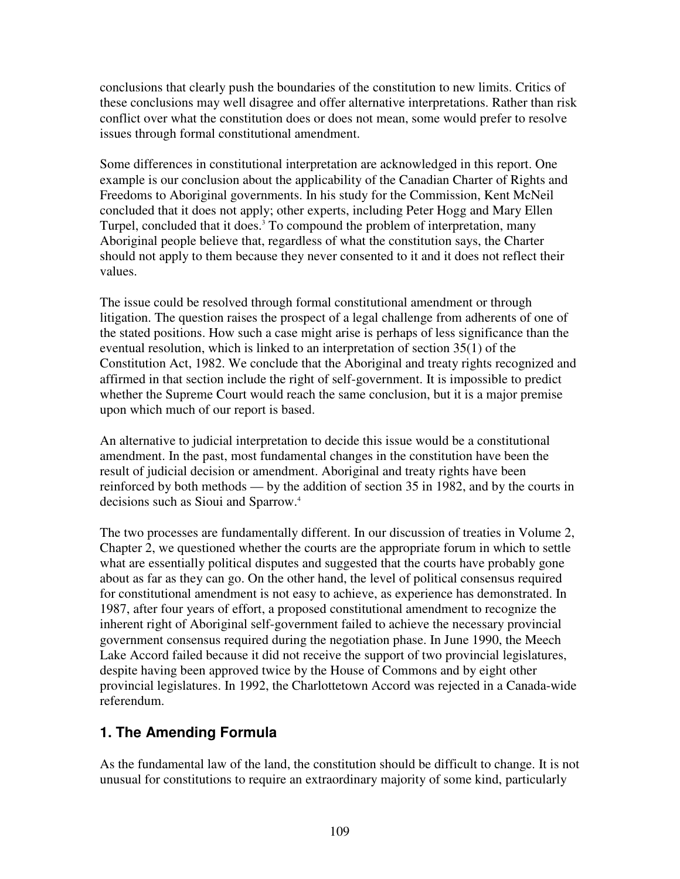conclusions that clearly push the boundaries of the constitution to new limits. Critics of these conclusions may well disagree and offer alternative interpretations. Rather than risk conflict over what the constitution does or does not mean, some would prefer to resolve issues through formal constitutional amendment.

Some differences in constitutional interpretation are acknowledged in this report. One example is our conclusion about the applicability of the Canadian Charter of Rights and Freedoms to Aboriginal governments. In his study for the Commission, Kent McNeil concluded that it does not apply; other experts, including Peter Hogg and Mary Ellen Turpel, concluded that it does.[3] To compound the problem of interpretation, many Aboriginal people believe that, regardless of what the constitution says, the Charter should not apply to them because they never consented to it and it does not reflect their values.

The issue could be resolved through formal constitutional amendment or through litigation. The question raises the prospect of a legal challenge from adherents of one of the stated positions. How such a case might arise is perhaps of less significance than the eventual resolution, which is linked to an interpretation of section 35(1) of the Constitution Act, 1982. We conclude that the Aboriginal and treaty rights recognized and affirmed in that section include the right of self-government. It is impossible to predict whether the Supreme Court would reach the same conclusion, but it is a major premise upon which much of our report is based.

An alternative to judicial interpretation to decide this issue would be a constitutional amendment. In the past, most fundamental changes in the constitution have been the result of judicial decision or amendment. Aboriginal and treaty rights have been reinforced by both methods — by the addition of section 35 in 1982, and by the courts in decisions such as Sioui and Sparrow.[4]

The two processes are fundamentally different. In our discussion of treaties in Volume 2, Chapter 2, we questioned whether the courts are the appropriate forum in which to settle what are essentially political disputes and suggested that the courts have probably gone about as far as they can go. On the other hand, the level of political consensus required for constitutional amendment is not easy to achieve, as experience has demonstrated. In 1987, after four years of effort, a proposed constitutional amendment to recognize the inherent right of Aboriginal self-government failed to achieve the necessary provincial government consensus required during the negotiation phase. In June 1990, the Meech Lake Accord failed because it did not receive the support of two provincial legislatures, despite having been approved twice by the House of Commons and by eight other provincial legislatures. In 1992, the Charlottetown Accord was rejected in a Canada-wide referendum.

## 1. The Amending Formula

As the fundamental law of the land, the constitution should be difficult to change. It is not unusual for constitutions to require an extraordinary majority of some kind, particularly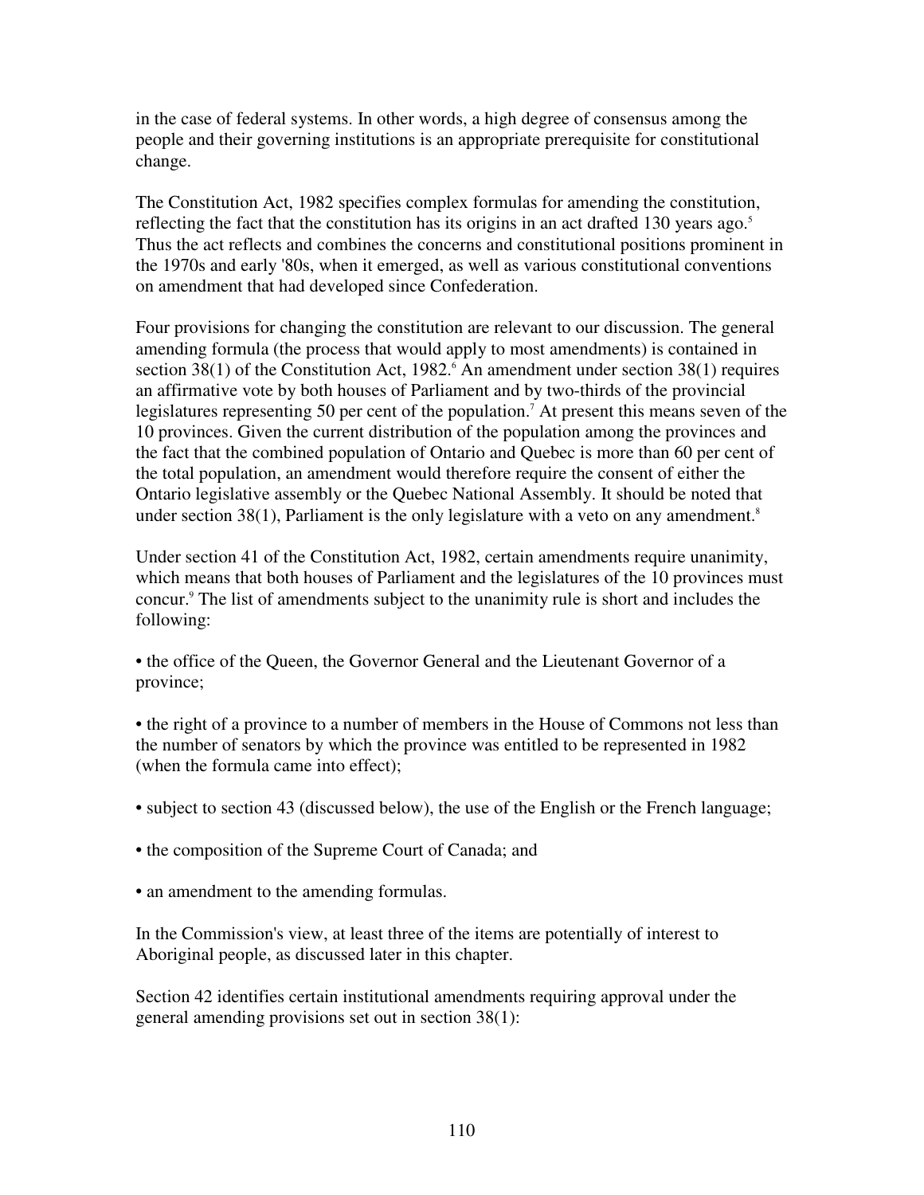in the case of federal systems. In other words, a high degree of consensus among the people and their governing institutions is an appropriate prerequisite for constitutional change.

The Constitution Act, 1982 specifies complex formulas for amending the constitution, reflecting the fact that the constitution has its origins in an act drafted 130 years ago.[5] Thus the act reflects and combines the concerns and constitutional positions prominent in the 1970s and early '80s, when it emerged, as well as various constitutional conventions on amendment that had developed since Confederation.

Four provisions for changing the constitution are relevant to our discussion. The general amending formula (the process that would apply to most amendments) is contained in section 38(1) of the Constitution Act, 1982.[6] An amendment under section 38(1) requires an affirmative vote by both houses of Parliament and by two-thirds of the provincial legislatures representing 50 per cent of the population.[7] At present this means seven of the 10 provinces. Given the current distribution of the population among the provinces and the fact that the combined population of Ontario and Quebec is more than 60 per cent of the total population, an amendment would therefore require the consent of either the Ontario legislative assembly or the Quebec National Assembly. It should be noted that under section 38(1), Parliament is the only legislature with a veto on any amendment.[8]

Under section 41 of the Constitution Act, 1982, certain amendments require unanimity, which means that both houses of Parliament and the legislatures of the 10 provinces must concur.[9] The list of amendments subject to the unanimity rule is short and includes the following:

- the office of the Queen, the Governor General and the Lieutenant Governor of a province;

- the right of a province to a number of members in the House of Commons not less than the number of senators by which the province was entitled to be represented in 1982 (when the formula came into effect);

- subject to section 43 (discussed below), the use of the English or the French language;

- the composition of the Supreme Court of Canada; and

- an amendment to the amending formulas.

In the Commission's view, at least three of the items are potentially of interest to Aboriginal people, as discussed later in this chapter.

Section 42 identifies certain institutional amendments requiring approval under the general amending provisions set out in section 38(1):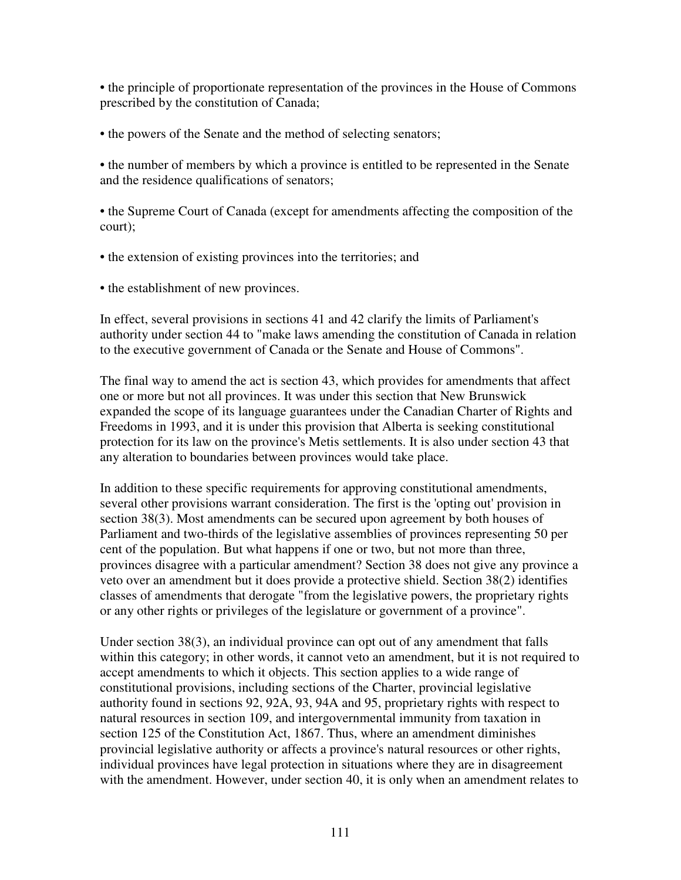- the principle of proportionate representation of the provinces in the House of Commons prescribed by the constitution of Canada;

- the powers of the Senate and the method of selecting senators;

- the number of members by which a province is entitled to be represented in the Senate and the residence qualifications of senators;

- the Supreme Court of Canada (except for amendments affecting the composition of the court);

- the extension of existing provinces into the territories; and

- the establishment of new provinces.

In effect, several provisions in sections 41 and 42 clarify the limits of Parliament's authority under section 44 to "make laws amending the constitution of Canada in relation to the executive government of Canada or the Senate and House of Commons".

The final way to amend the act is section 43, which provides for amendments that affect one or more but not all provinces. It was under this section that New Brunswick expanded the scope of its language guarantees under the Canadian Charter of Rights and Freedoms in 1993, and it is under this provision that Alberta is seeking constitutional protection for its law on the province's Metis settlements. It is also under section 43 that any alteration to boundaries between provinces would take place.

In addition to these specific requirements for approving constitutional amendments, several other provisions warrant consideration. The first is the 'opting out' provision in section 38(3). Most amendments can be secured upon agreement by both houses of Parliament and two-thirds of the legislative assemblies of provinces representing 50 per cent of the population. But what happens if one or two, but not more than three, provinces disagree with a particular amendment? Section 38 does not give any province a veto over an amendment but it does provide a protective shield. Section 38(2) identifies classes of amendments that derogate "from the legislative powers, the proprietary rights or any other rights or privileges of the legislature or government of a province".

Under section 38(3), an individual province can opt out of any amendment that falls within this category; in other words, it cannot veto an amendment, but it is not required to accept amendments to which it objects. This section applies to a wide range of constitutional provisions, including sections of the Charter, provincial legislative authority found in sections 92, 92A, 93, 94A and 95, proprietary rights with respect to natural resources in section 109, and intergovernmental immunity from taxation in section 125 of the Constitution Act, 1867. Thus, where an amendment diminishes provincial legislative authority or affects a province's natural resources or other rights, individual provinces have legal protection in situations where they are in disagreement with the amendment. However, under section 40, it is only when an amendment relates to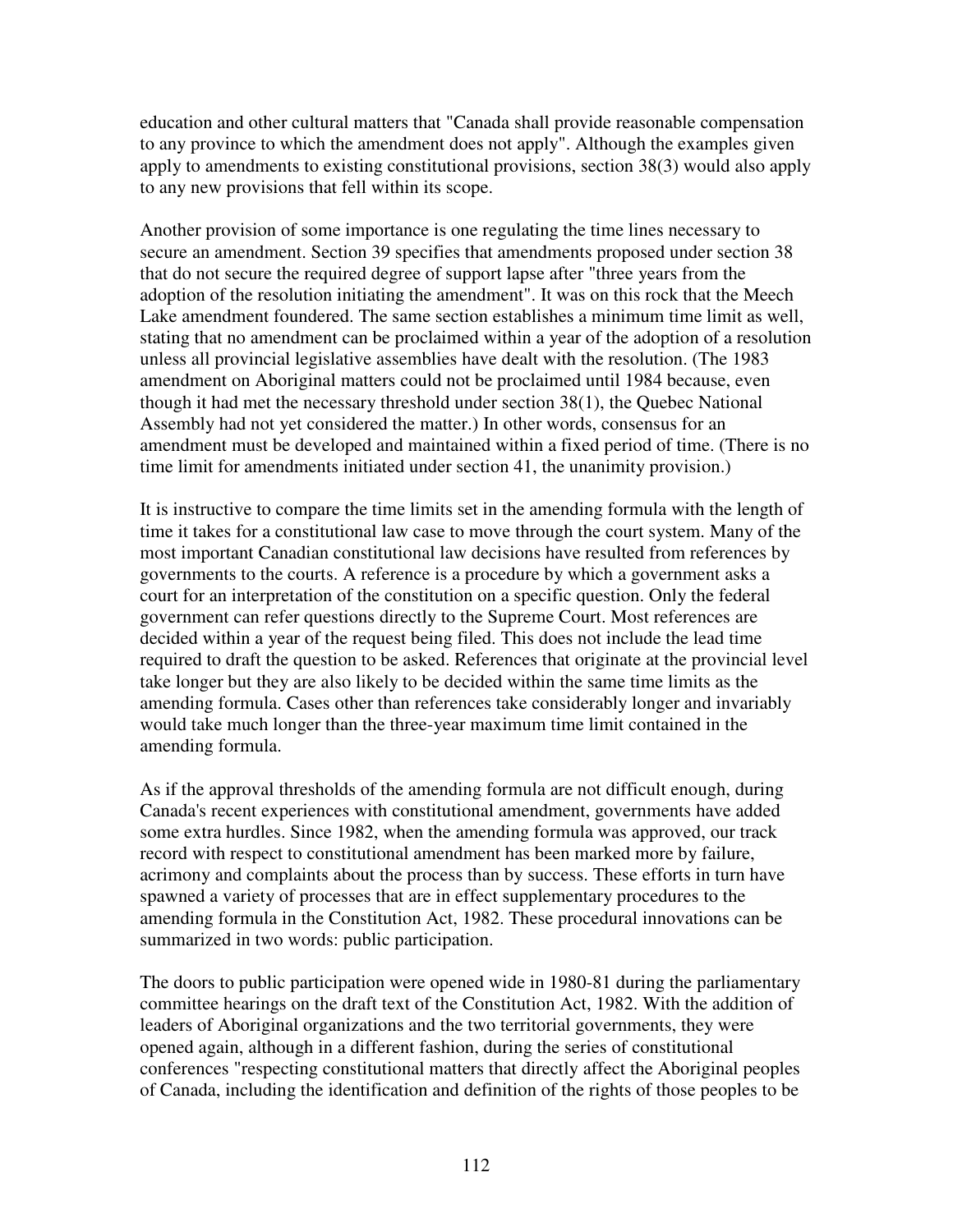education and other cultural matters that "Canada shall provide reasonable compensation to any province to which the amendment does not apply". Although the examples given apply to amendments to existing constitutional provisions, section 38(3) would also apply to any new provisions that fell within its scope.

Another provision of some importance is one regulating the time lines necessary to secure an amendment. Section 39 specifies that amendments proposed under section 38 that do not secure the required degree of support lapse after "three years from the adoption of the resolution initiating the amendment". It was on this rock that the Meech Lake amendment foundered. The same section establishes a minimum time limit as well, stating that no amendment can be proclaimed within a year of the adoption of a resolution unless all provincial legislative assemblies have dealt with the resolution. (The 1983 amendment on Aboriginal matters could not be proclaimed until 1984 because, even though it had met the necessary threshold under section 38(1), the Quebec National Assembly had not yet considered the matter.) In other words, consensus for an amendment must be developed and maintained within a fixed period of time. (There is no time limit for amendments initiated under section 41, the unanimity provision.)

It is instructive to compare the time limits set in the amending formula with the length of time it takes for a constitutional law case to move through the court system. Many of the most important Canadian constitutional law decisions have resulted from references by governments to the courts. A reference is a procedure by which a government asks a court for an interpretation of the constitution on a specific question. Only the federal government can refer questions directly to the Supreme Court. Most references are decided within a year of the request being filed. This does not include the lead time required to draft the question to be asked. References that originate at the provincial level take longer but they are also likely to be decided within the same time limits as the amending formula. Cases other than references take considerably longer and invariably would take much longer than the three-year maximum time limit contained in the amending formula.

As if the approval thresholds of the amending formula are not difficult enough, during Canada's recent experiences with constitutional amendment, governments have added some extra hurdles. Since 1982, when the amending formula was approved, our track record with respect to constitutional amendment has been marked more by failure, acrimony and complaints about the process than by success. These efforts in turn have spawned a variety of processes that are in effect supplementary procedures to the amending formula in the Constitution Act, 1982. These procedural innovations can be summarized in two words: public participation.

The doors to public participation were opened wide in 1980-81 during the parliamentary committee hearings on the draft text of the Constitution Act, 1982. With the addition of leaders of Aboriginal organizations and the two territorial governments, they were opened again, although in a different fashion, during the series of constitutional conferences "respecting constitutional matters that directly affect the Aboriginal peoples of Canada, including the identification and definition of the rights of those peoples to be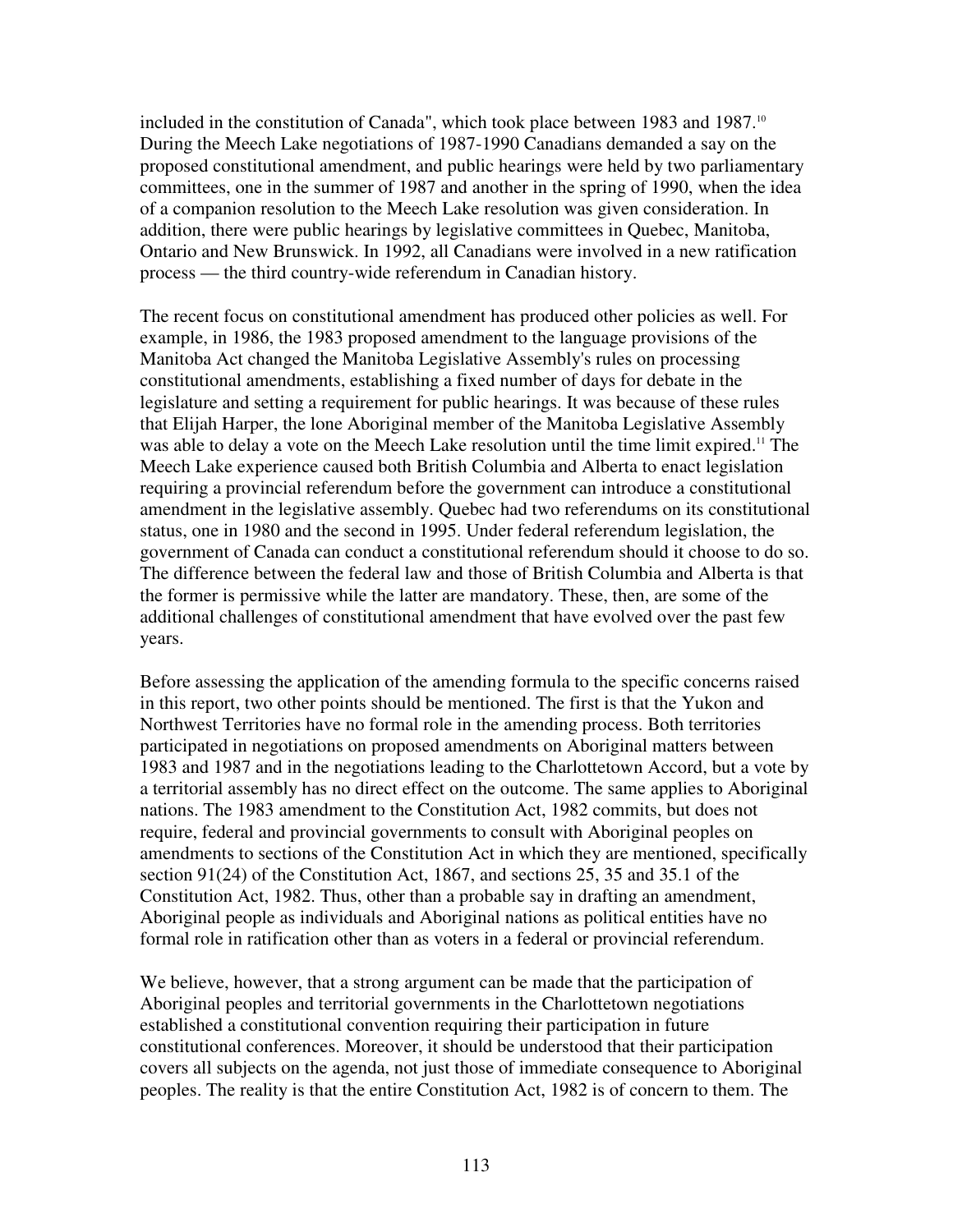included in the constitution of Canada", which took place between 1983 and 1987.[10] During the Meech Lake negotiations of 1987-1990 Canadians demanded a say on the proposed constitutional amendment, and public hearings were held by two parliamentary committees, one in the summer of 1987 and another in the spring of 1990, when the idea of a companion resolution to the Meech Lake resolution was given consideration. In addition, there were public hearings by legislative committees in Quebec, Manitoba, Ontario and New Brunswick. In 1992, all Canadians were involved in a new ratification process — the third country-wide referendum in Canadian history.

The recent focus on constitutional amendment has produced other policies as well. For example, in 1986, the 1983 proposed amendment to the language provisions of the Manitoba Act changed the Manitoba Legislative Assembly's rules on processing constitutional amendments, establishing a fixed number of days for debate in the legislature and setting a requirement for public hearings. It was because of these rules that Elijah Harper, the lone Aboriginal member of the Manitoba Legislative Assembly was able to delay a vote on the Meech Lake resolution until the time limit expired.[11] The Meech Lake experience caused both British Columbia and Alberta to enact legislation requiring a provincial referendum before the government can introduce a constitutional amendment in the legislative assembly. Quebec had two referendums on its constitutional status, one in 1980 and the second in 1995. Under federal referendum legislation, the government of Canada can conduct a constitutional referendum should it choose to do so. The difference between the federal law and those of British Columbia and Alberta is that the former is permissive while the latter are mandatory. These, then, are some of the additional challenges of constitutional amendment that have evolved over the past few years.

Before assessing the application of the amending formula to the specific concerns raised in this report, two other points should be mentioned. The first is that the Yukon and Northwest Territories have no formal role in the amending process. Both territories participated in negotiations on proposed amendments on Aboriginal matters between 1983 and 1987 and in the negotiations leading to the Charlottetown Accord, but a vote by a territorial assembly has no direct effect on the outcome. The same applies to Aboriginal nations. The 1983 amendment to the Constitution Act, 1982 commits, but does not require, federal and provincial governments to consult with Aboriginal peoples on amendments to sections of the Constitution Act in which they are mentioned, specifically section 91(24) of the Constitution Act, 1867, and sections 25, 35 and 35.1 of the Constitution Act, 1982. Thus, other than a probable say in drafting an amendment, Aboriginal people as individuals and Aboriginal nations as political entities have no formal role in ratification other than as voters in a federal or provincial referendum.

We believe, however, that a strong argument can be made that the participation of Aboriginal peoples and territorial governments in the Charlottetown negotiations established a constitutional convention requiring their participation in future constitutional conferences. Moreover, it should be understood that their participation covers all subjects on the agenda, not just those of immediate consequence to Aboriginal peoples. The reality is that the entire Constitution Act, 1982 is of concern to them. The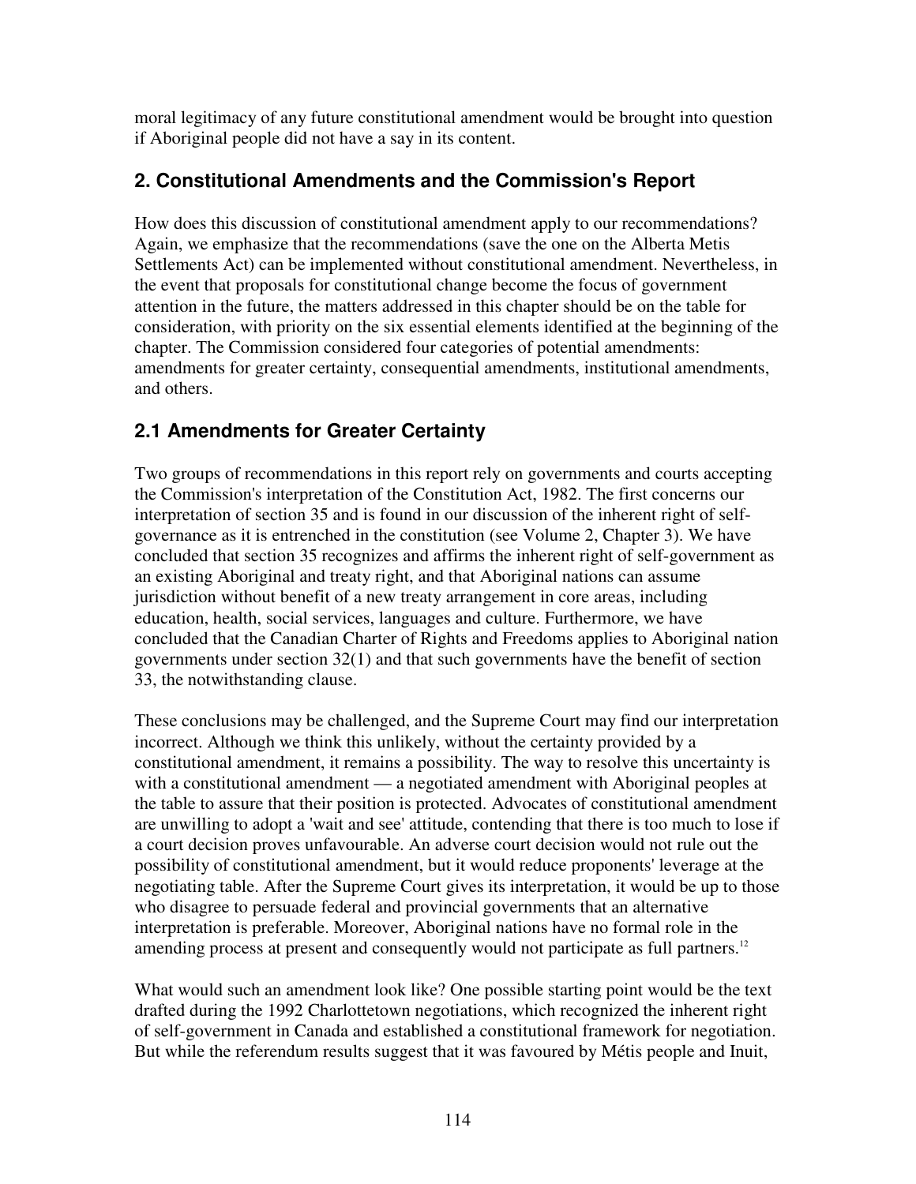moral legitimacy of any future constitutional amendment would be brought into question if Aboriginal people did not have a say in its content.

## 2. Constitutional Amendments and the Commission's Report

How does this discussion of constitutional amendment apply to our recommendations? Again, we emphasize that the recommendations (save the one on the Alberta Metis Settlements Act) can be implemented without constitutional amendment. Nevertheless, in the event that proposals for constitutional change become the focus of government attention in the future, the matters addressed in this chapter should be on the table for consideration, with priority on the six essential elements identified at the beginning of the chapter. The Commission considered four categories of potential amendments: amendments for greater certainty, consequential amendments, institutional amendments, and others.

## 2.1 Amendments for Greater Certainty

Two groups of recommendations in this report rely on governments and courts accepting the Commission's interpretation of the Constitution Act, 1982. The first concerns our interpretation of section 35 and is found in our discussion of the inherent right of self-governance as it is entrenched in the constitution (see Volume 2, Chapter 3). We have concluded that section 35 recognizes and affirms the inherent right of self-government as an existing Aboriginal and treaty right, and that Aboriginal nations can assume jurisdiction without benefit of a new treaty arrangement in core areas, including education, health, social services, languages and culture. Furthermore, we have concluded that the Canadian Charter of Rights and Freedoms applies to Aboriginal nation governments under section 32(1) and that such governments have the benefit of section 33, the notwithstanding clause.

These conclusions may be challenged, and the Supreme Court may find our interpretation incorrect. Although we think this unlikely, without the certainty provided by a constitutional amendment, it remains a possibility. The way to resolve this uncertainty is with a constitutional amendment — a negotiated amendment with Aboriginal peoples at the table to assure that their position is protected. Advocates of constitutional amendment are unwilling to adopt a 'wait and see' attitude, contending that there is too much to lose if a court decision proves unfavourable. An adverse court decision would not rule out the possibility of constitutional amendment, but it would reduce proponents' leverage at the negotiating table. After the Supreme Court gives its interpretation, it would be up to those who disagree to persuade federal and provincial governments that an alternative interpretation is preferable. Moreover, Aboriginal nations have no formal role in the amending process at present and consequently would not participate as full partners.[12]

What would such an amendment look like? One possible starting point would be the text drafted during the 1992 Charlottetown negotiations, which recognized the inherent right of self-government in Canada and established a constitutional framework for negotiation. But while the referendum results suggest that it was favoured by Métis people and Inuit,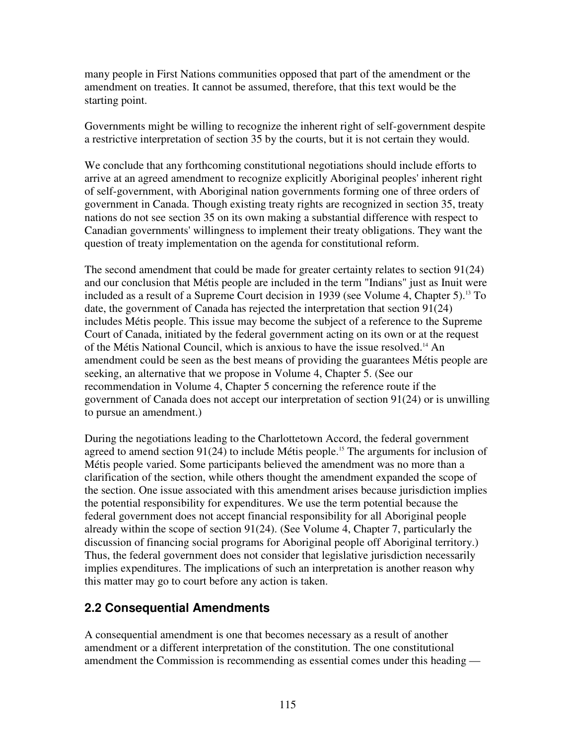many people in First Nations communities opposed that part of the amendment or the amendment on treaties. It cannot be assumed, therefore, that this text would be the starting point.

Governments might be willing to recognize the inherent right of self-government despite a restrictive interpretation of section 35 by the courts, but it is not certain they would.

We conclude that any forthcoming constitutional negotiations should include efforts to arrive at an agreed amendment to recognize explicitly Aboriginal peoples' inherent right of self-government, with Aboriginal nation governments forming one of three orders of government in Canada. Though existing treaty rights are recognized in section 35, treaty nations do not see section 35 on its own making a substantial difference with respect to Canadian governments' willingness to implement their treaty obligations. They want the question of treaty implementation on the agenda for constitutional reform.

The second amendment that could be made for greater certainty relates to section 91(24) and our conclusion that Métis people are included in the term "Indians" just as Inuit were included as a result of a Supreme Court decision in 1939 (see Volume 4, Chapter 5).[13] To date, the government of Canada has rejected the interpretation that section 91(24) includes Métis people. This issue may become the subject of a reference to the Supreme Court of Canada, initiated by the federal government acting on its own or at the request of the Métis National Council, which is anxious to have the issue resolved.[14] An amendment could be seen as the best means of providing the guarantees Métis people are seeking, an alternative that we propose in Volume 4, Chapter 5. (See our recommendation in Volume 4, Chapter 5 concerning the reference route if the government of Canada does not accept our interpretation of section 91(24) or is unwilling to pursue an amendment.)

During the negotiations leading to the Charlottetown Accord, the federal government agreed to amend section 91(24) to include Métis people.[15] The arguments for inclusion of Métis people varied. Some participants believed the amendment was no more than a clarification of the section, while others thought the amendment expanded the scope of the section. One issue associated with this amendment arises because jurisdiction implies the potential responsibility for expenditures. We use the term potential because the federal government does not accept financial responsibility for all Aboriginal people already within the scope of section 91(24). (See Volume 4, Chapter 7, particularly the discussion of financing social programs for Aboriginal people off Aboriginal territory.) Thus, the federal government does not consider that legislative jurisdiction necessarily implies expenditures. The implications of such an interpretation is another reason why this matter may go to court before any action is taken.

## 2.2 Consequential Amendments

A consequential amendment is one that becomes necessary as a result of another amendment or a different interpretation of the constitution. The one constitutional amendment the Commission is recommending as essential comes under this heading —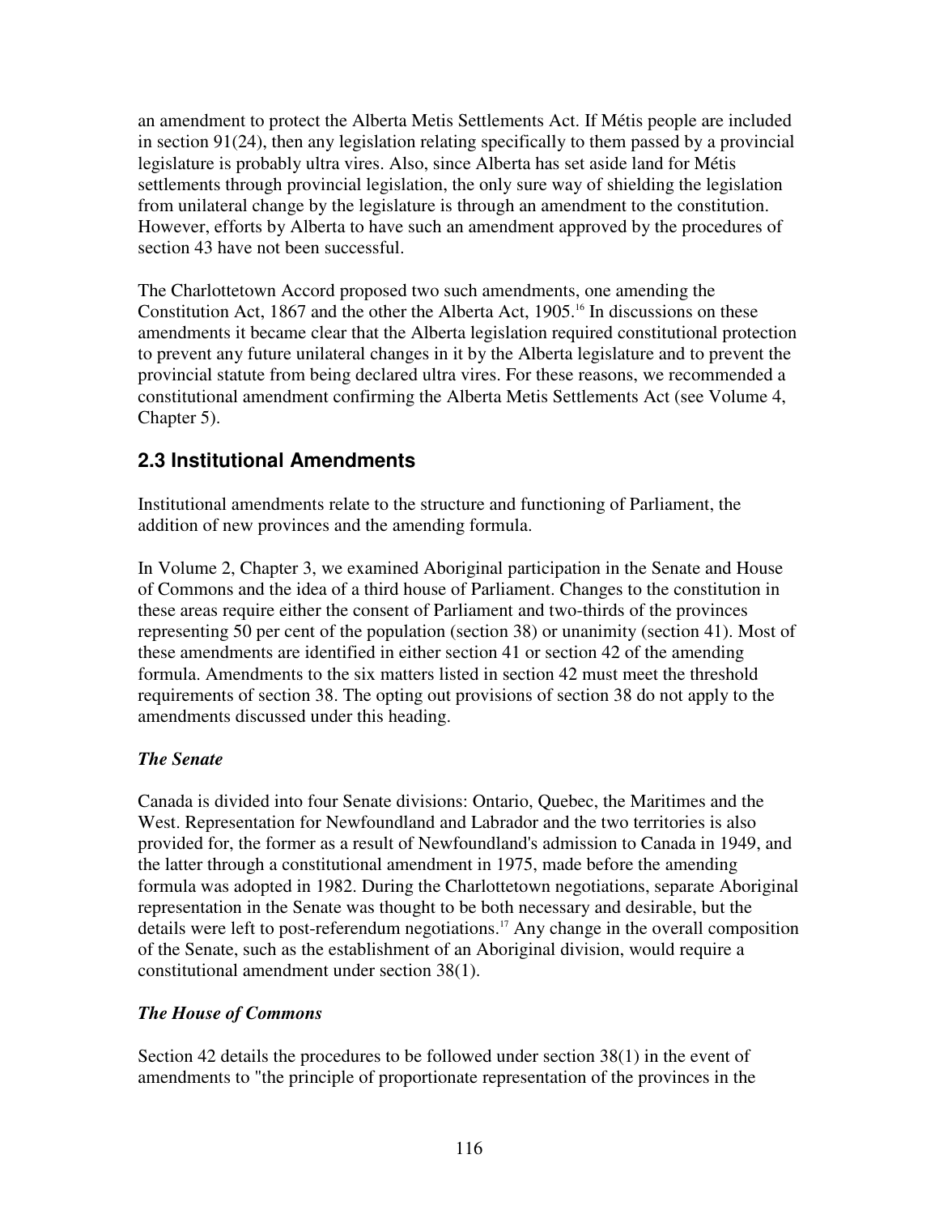an amendment to protect the Alberta Metis Settlements Act. If Métis people are included in section 91(24), then any legislation relating specifically to them passed by a provincial legislature is probably ultra vires. Also, since Alberta has set aside land for Métis settlements through provincial legislation, the only sure way of shielding the legislation from unilateral change by the legislature is through an amendment to the constitution. However, efforts by Alberta to have such an amendment approved by the procedures of section 43 have not been successful.

The Charlottetown Accord proposed two such amendments, one amending the Constitution Act, 1867 and the other the Alberta Act, 1905.[16] In discussions on these amendments it became clear that the Alberta legislation required constitutional protection to prevent any future unilateral changes in it by the Alberta legislature and to prevent the provincial statute from being declared ultra vires. For these reasons, we recommended a constitutional amendment confirming the Alberta Metis Settlements Act (see Volume 4, Chapter 5).

## 2.3 Institutional Amendments

Institutional amendments relate to the structure and functioning of Parliament, the addition of new provinces and the amending formula.

In Volume 2, Chapter 3, we examined Aboriginal participation in the Senate and House of Commons and the idea of a third house of Parliament. Changes to the constitution in these areas require either the consent of Parliament and two-thirds of the provinces representing 50 per cent of the population (section 38) or unanimity (section 41). Most of these amendments are identified in either section 41 or section 42 of the amending formula. Amendments to the six matters listed in section 42 must meet the threshold requirements of section 38. The opting out provisions of section 38 do not apply to the amendments discussed under this heading.

### *The Senate*

Canada is divided into four Senate divisions: Ontario, Quebec, the Maritimes and the West. Representation for Newfoundland and Labrador and the two territories is also provided for, the former as a result of Newfoundland's admission to Canada in 1949, and the latter through a constitutional amendment in 1975, made before the amending formula was adopted in 1982. During the Charlottetown negotiations, separate Aboriginal representation in the Senate was thought to be both necessary and desirable, but the details were left to post-referendum negotiations.[17] Any change in the overall composition of the Senate, such as the establishment of an Aboriginal division, would require a constitutional amendment under section 38(1).

### *The House of Commons*

Section 42 details the procedures to be followed under section 38(1) in the event of amendments to "the principle of proportionate representation of the provinces in the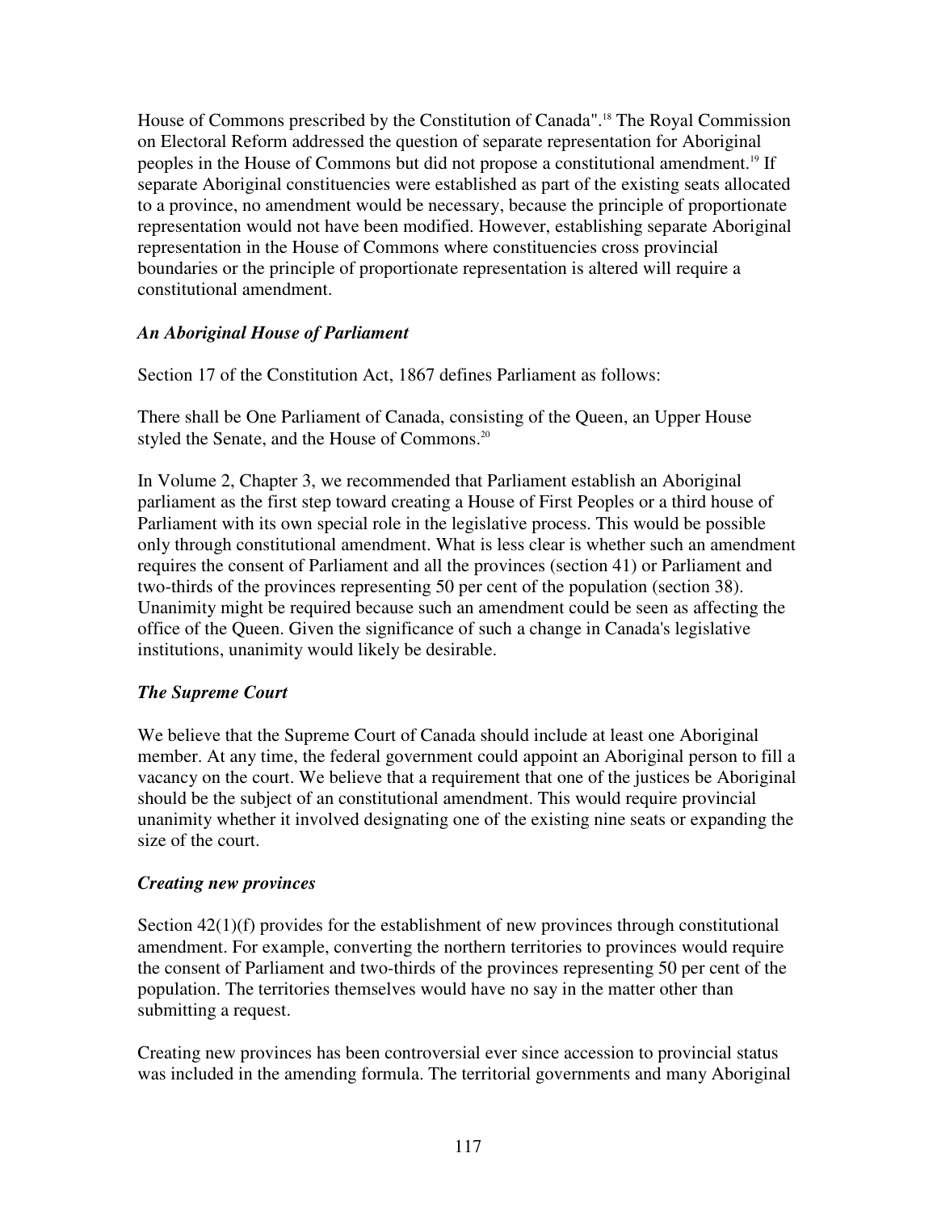House of Commons prescribed by the Constitution of Canada".[18] The Royal Commission on Electoral Reform addressed the question of separate representation for Aboriginal peoples in the House of Commons but did not propose a constitutional amendment.[19] If separate Aboriginal constituencies were established as part of the existing seats allocated to a province, no amendment would be necessary, because the principle of proportionate representation would not have been modified. However, establishing separate Aboriginal representation in the House of Commons where constituencies cross provincial boundaries or the principle of proportionate representation is altered will require a constitutional amendment.

### *An Aboriginal House of Parliament*

Section 17 of the Constitution Act, 1867 defines Parliament as follows:

There shall be One Parliament of Canada, consisting of the Queen, an Upper House styled the Senate, and the House of Commons.[20]

In Volume 2, Chapter 3, we recommended that Parliament establish an Aboriginal parliament as the first step toward creating a House of First Peoples or a third house of Parliament with its own special role in the legislative process. This would be possible only through constitutional amendment. What is less clear is whether such an amendment requires the consent of Parliament and all the provinces (section 41) or Parliament and two-thirds of the provinces representing 50 per cent of the population (section 38). Unanimity might be required because such an amendment could be seen as affecting the office of the Queen. Given the significance of such a change in Canada's legislative institutions, unanimity would likely be desirable.

### *The Supreme Court*

We believe that the Supreme Court of Canada should include at least one Aboriginal member. At any time, the federal government could appoint an Aboriginal person to fill a vacancy on the court. We believe that a requirement that one of the justices be Aboriginal should be the subject of an constitutional amendment. This would require provincial unanimity whether it involved designating one of the existing nine seats or expanding the size of the court.

### *Creating new provinces*

Section 42(1)(f) provides for the establishment of new provinces through constitutional amendment. For example, converting the northern territories to provinces would require the consent of Parliament and two-thirds of the provinces representing 50 per cent of the population. The territories themselves would have no say in the matter other than submitting a request.

Creating new provinces has been controversial ever since accession to provincial status was included in the amending formula. The territorial governments and many Aboriginal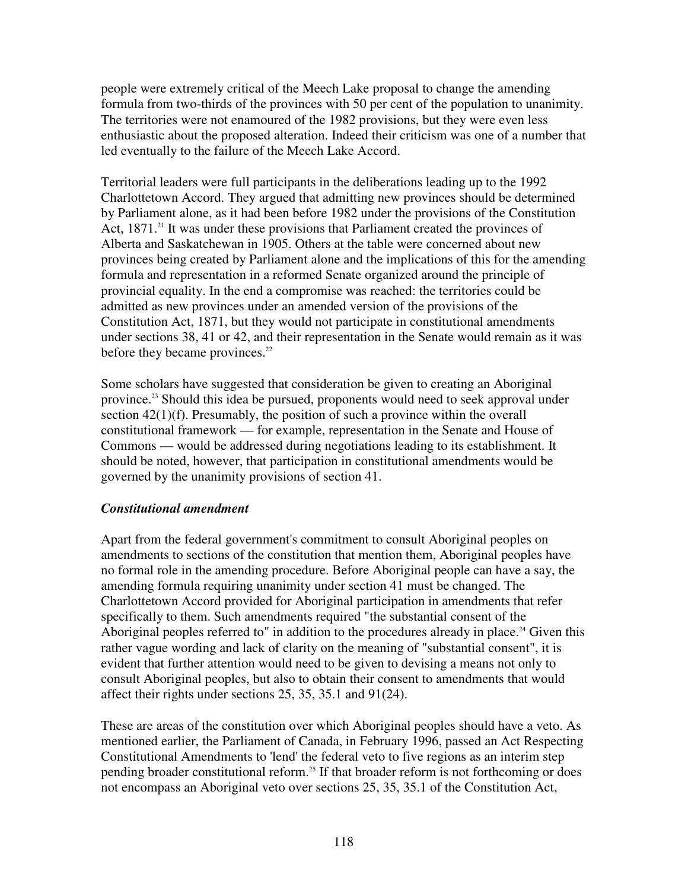people were extremely critical of the Meech Lake proposal to change the amending formula from two-thirds of the provinces with 50 per cent of the population to unanimity. The territories were not enamoured of the 1982 provisions, but they were even less enthusiastic about the proposed alteration. Indeed their criticism was one of a number that led eventually to the failure of the Meech Lake Accord.

Territorial leaders were full participants in the deliberations leading up to the 1992 Charlottetown Accord. They argued that admitting new provinces should be determined by Parliament alone, as it had been before 1982 under the provisions of the Constitution Act, 1871.[21] It was under these provisions that Parliament created the provinces of Alberta and Saskatchewan in 1905. Others at the table were concerned about new provinces being created by Parliament alone and the implications of this for the amending formula and representation in a reformed Senate organized around the principle of provincial equality. In the end a compromise was reached: the territories could be admitted as new provinces under an amended version of the provisions of the Constitution Act, 1871, but they would not participate in constitutional amendments under sections 38, 41 or 42, and their representation in the Senate would remain as it was before they became provinces.[22]

Some scholars have suggested that consideration be given to creating an Aboriginal province.[23] Should this idea be pursued, proponents would need to seek approval under section 42(1)(f). Presumably, the position of such a province within the overall constitutional framework — for example, representation in the Senate and House of Commons — would be addressed during negotiations leading to its establishment. It should be noted, however, that participation in constitutional amendments would be governed by the unanimity provisions of section 41.

### *Constitutional amendment*

Apart from the federal government's commitment to consult Aboriginal peoples on amendments to sections of the constitution that mention them, Aboriginal peoples have no formal role in the amending procedure. Before Aboriginal people can have a say, the amending formula requiring unanimity under section 41 must be changed. The Charlottetown Accord provided for Aboriginal participation in amendments that refer specifically to them. Such amendments required "the substantial consent of the Aboriginal peoples referred to" in addition to the procedures already in place.[24] Given this rather vague wording and lack of clarity on the meaning of "substantial consent", it is evident that further attention would need to be given to devising a means not only to consult Aboriginal peoples, but also to obtain their consent to amendments that would affect their rights under sections 25, 35, 35.1 and 91(24).

These are areas of the constitution over which Aboriginal peoples should have a veto. As mentioned earlier, the Parliament of Canada, in February 1996, passed an Act Respecting Constitutional Amendments to 'lend' the federal veto to five regions as an interim step pending broader constitutional reform.[25] If that broader reform is not forthcoming or does not encompass an Aboriginal veto over sections 25, 35, 35.1 of the Constitution Act,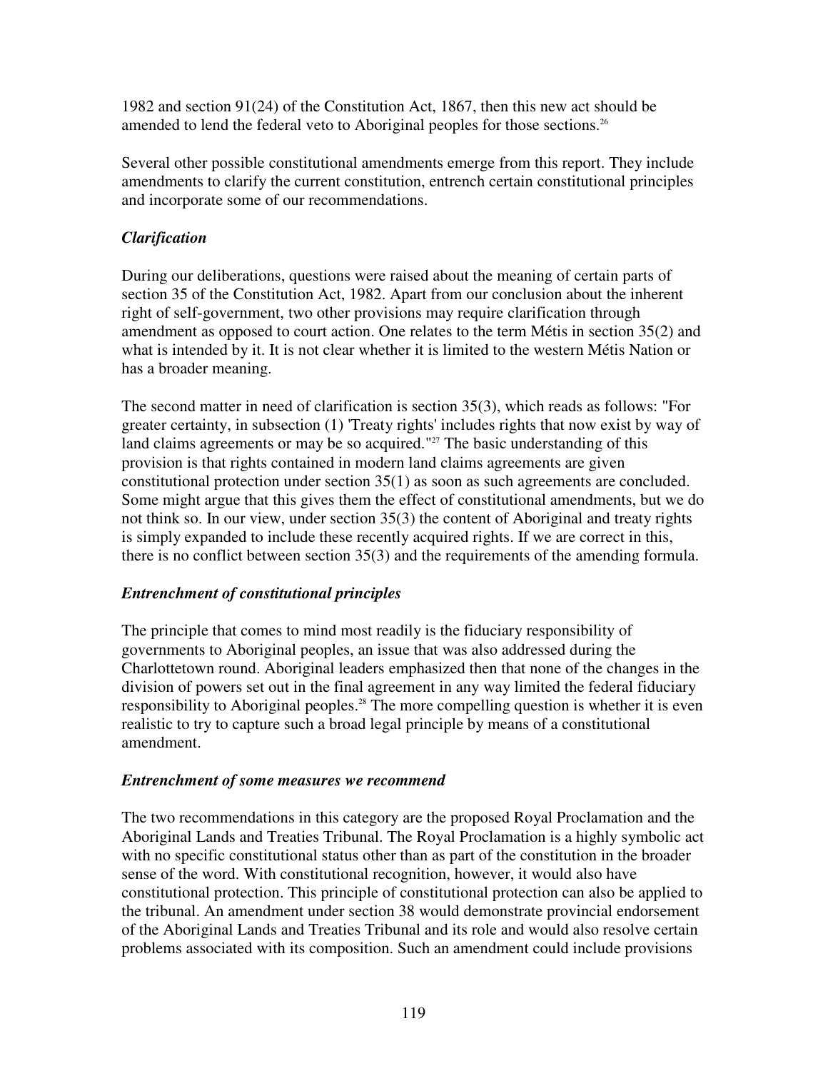1982 and section 91(24) of the Constitution Act, 1867, then this new act should be amended to lend the federal veto to Aboriginal peoples for those sections.[26]

Several other possible constitutional amendments emerge from this report. They include amendments to clarify the current constitution, entrench certain constitutional principles and incorporate some of our recommendations.

### *Clarification*

During our deliberations, questions were raised about the meaning of certain parts of section 35 of the Constitution Act, 1982. Apart from our conclusion about the inherent right of self-government, two other provisions may require clarification through amendment as opposed to court action. One relates to the term Métis in section 35(2) and what is intended by it. It is not clear whether it is limited to the western Métis Nation or has a broader meaning.

The second matter in need of clarification is section 35(3), which reads as follows: "For greater certainty, in subsection (1) 'Treaty rights' includes rights that now exist by way of land claims agreements or may be so acquired."[27] The basic understanding of this provision is that rights contained in modern land claims agreements are given constitutional protection under section 35(1) as soon as such agreements are concluded. Some might argue that this gives them the effect of constitutional amendments, but we do not think so. In our view, under section 35(3) the content of Aboriginal and treaty rights is simply expanded to include these recently acquired rights. If we are correct in this, there is no conflict between section 35(3) and the requirements of the amending formula.

### *Entrenchment of constitutional principles*

The principle that comes to mind most readily is the fiduciary responsibility of governments to Aboriginal peoples, an issue that was also addressed during the Charlottetown round. Aboriginal leaders emphasized then that none of the changes in the division of powers set out in the final agreement in any way limited the federal fiduciary responsibility to Aboriginal peoples.[28] The more compelling question is whether it is even realistic to try to capture such a broad legal principle by means of a constitutional amendment.

### *Entrenchment of some measures we recommend*

The two recommendations in this category are the proposed Royal Proclamation and the Aboriginal Lands and Treaties Tribunal. The Royal Proclamation is a highly symbolic act with no specific constitutional status other than as part of the constitution in the broader sense of the word. With constitutional recognition, however, it would also have constitutional protection. This principle of constitutional protection can also be applied to the tribunal. An amendment under section 38 would demonstrate provincial endorsement of the Aboriginal Lands and Treaties Tribunal and its role and would also resolve certain problems associated with its composition. Such an amendment could include provisions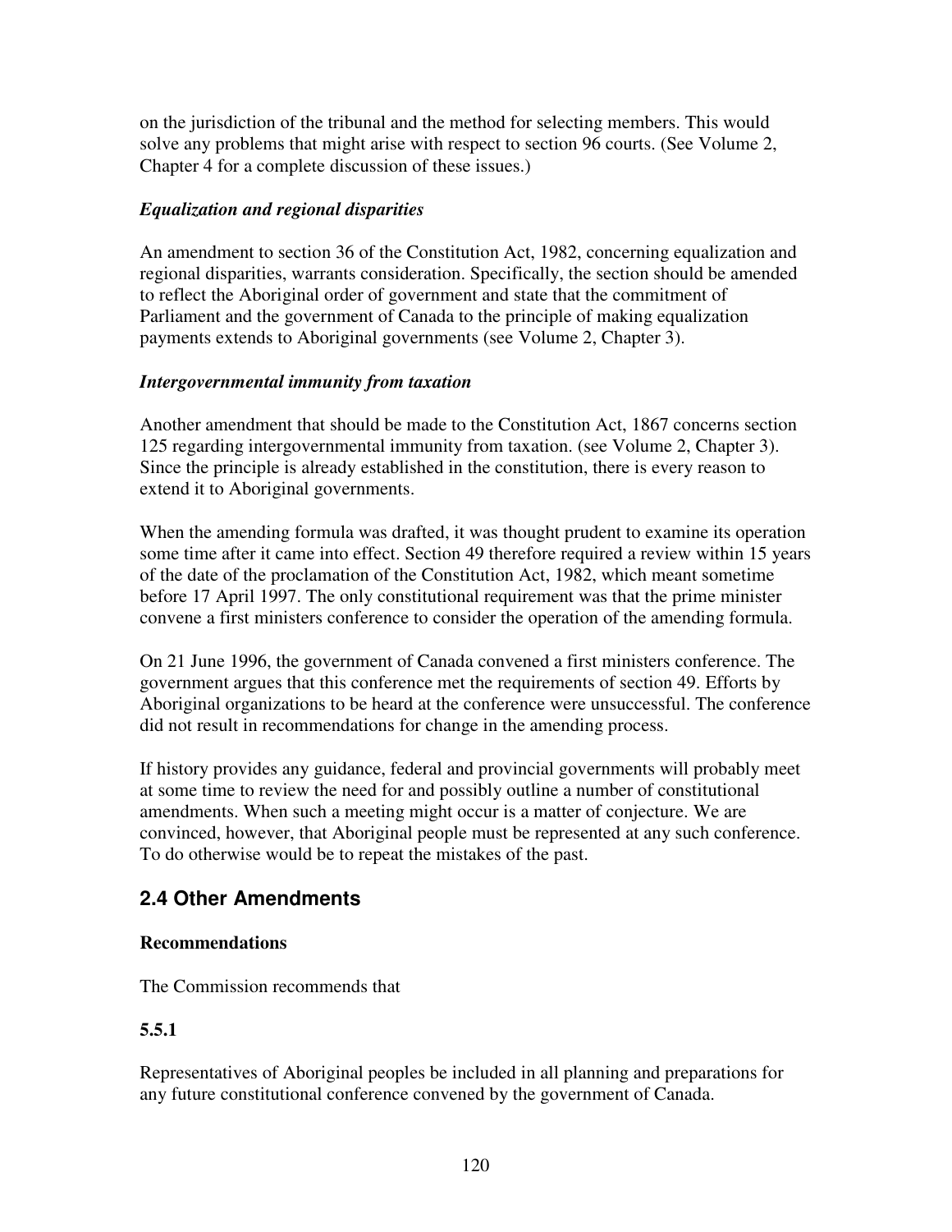on the jurisdiction of the tribunal and the method for selecting members. This would solve any problems that might arise with respect to section 96 courts. (See Volume 2, Chapter 4 for a complete discussion of these issues.)

### *Equalization and regional disparities*

An amendment to section 36 of the Constitution Act, 1982, concerning equalization and regional disparities, warrants consideration. Specifically, the section should be amended to reflect the Aboriginal order of government and state that the commitment of Parliament and the government of Canada to the principle of making equalization payments extends to Aboriginal governments (see Volume 2, Chapter 3).

### *Intergovernmental immunity from taxation*

Another amendment that should be made to the Constitution Act, 1867 concerns section 125 regarding intergovernmental immunity from taxation. (see Volume 2, Chapter 3). Since the principle is already established in the constitution, there is every reason to extend it to Aboriginal governments.

When the amending formula was drafted, it was thought prudent to examine its operation some time after it came into effect. Section 49 therefore required a review within 15 years of the date of the proclamation of the Constitution Act, 1982, which meant sometime before 17 April 1997. The only constitutional requirement was that the prime minister convene a first ministers conference to consider the operation of the amending formula.

On 21 June 1996, the government of Canada convened a first ministers conference. The government argues that this conference met the requirements of section 49. Efforts by Aboriginal organizations to be heard at the conference were unsuccessful. The conference did not result in recommendations for change in the amending process.

If history provides any guidance, federal and provincial governments will probably meet at some time to review the need for and possibly outline a number of constitutional amendments. When such a meeting might occur is a matter of conjecture. We are convinced, however, that Aboriginal people must be represented at any such conference. To do otherwise would be to repeat the mistakes of the past.

## 2.4 Other Amendments

**Recommendations**

The Commission recommends that

**5.5.1**

Representatives of Aboriginal peoples be included in all planning and preparations for any future constitutional conference convened by the government of Canada.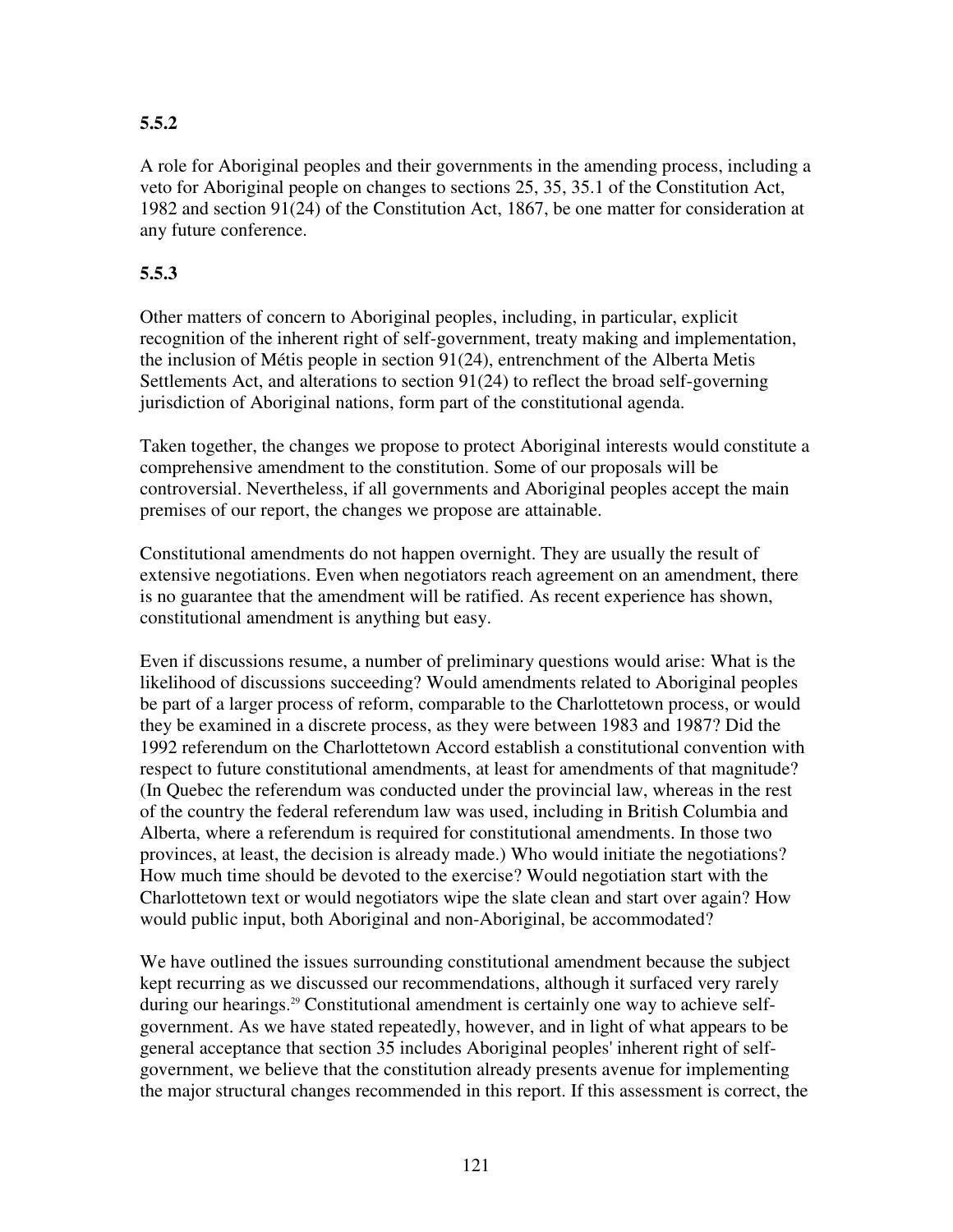**5.5.2**

A role for Aboriginal peoples and their governments in the amending process, including a veto for Aboriginal people on changes to sections 25, 35, 35.1 of the Constitution Act, 1982 and section 91(24) of the Constitution Act, 1867, be one matter for consideration at any future conference.

**5.5.3**

Other matters of concern to Aboriginal peoples, including, in particular, explicit recognition of the inherent right of self-government, treaty making and implementation, the inclusion of Métis people in section 91(24), entrenchment of the Alberta Metis Settlements Act, and alterations to section 91(24) to reflect the broad self-governing jurisdiction of Aboriginal nations, form part of the constitutional agenda.

Taken together, the changes we propose to protect Aboriginal interests would constitute a comprehensive amendment to the constitution. Some of our proposals will be controversial. Nevertheless, if all governments and Aboriginal peoples accept the main premises of our report, the changes we propose are attainable.

Constitutional amendments do not happen overnight. They are usually the result of extensive negotiations. Even when negotiators reach agreement on an amendment, there is no guarantee that the amendment will be ratified. As recent experience has shown, constitutional amendment is anything but easy.

Even if discussions resume, a number of preliminary questions would arise: What is the likelihood of discussions succeeding? Would amendments related to Aboriginal peoples be part of a larger process of reform, comparable to the Charlottetown process, or would they be examined in a discrete process, as they were between 1983 and 1987? Did the 1992 referendum on the Charlottetown Accord establish a constitutional convention with respect to future constitutional amendments, at least for amendments of that magnitude? (In Quebec the referendum was conducted under the provincial law, whereas in the rest of the country the federal referendum law was used, including in British Columbia and Alberta, where a referendum is required for constitutional amendments. In those two provinces, at least, the decision is already made.) Who would initiate the negotiations? How much time should be devoted to the exercise? Would negotiation start with the Charlottetown text or would negotiators wipe the slate clean and start over again? How would public input, both Aboriginal and non-Aboriginal, be accommodated?

We have outlined the issues surrounding constitutional amendment because the subject kept recurring as we discussed our recommendations, although it surfaced very rarely during our hearings.[29] Constitutional amendment is certainly one way to achieve self-government. As we have stated repeatedly, however, and in light of what appears to be general acceptance that section 35 includes Aboriginal peoples' inherent right of self-government, we believe that the constitution already presents avenue for implementing the major structural changes recommended in this report. If this assessment is correct, the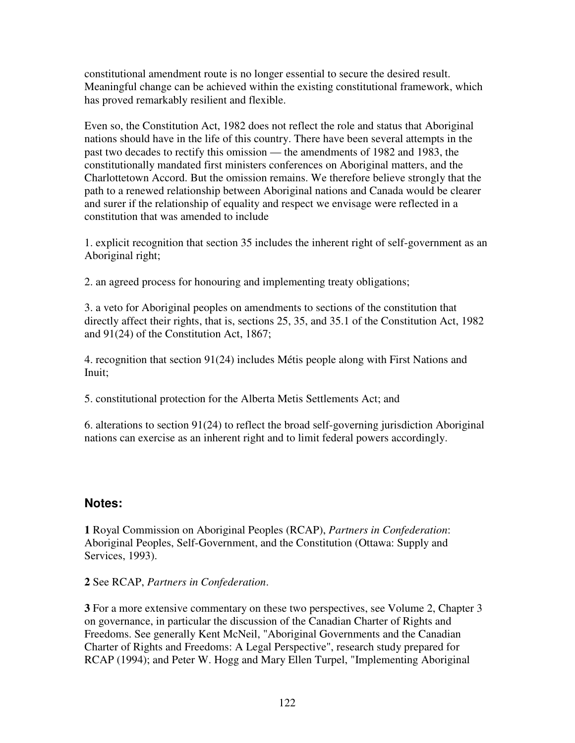constitutional amendment route is no longer essential to secure the desired result. Meaningful change can be achieved within the existing constitutional framework, which has proved remarkably resilient and flexible.

Even so, the Constitution Act, 1982 does not reflect the role and status that Aboriginal nations should have in the life of this country. There have been several attempts in the past two decades to rectify this omission — the amendments of 1982 and 1983, the constitutionally mandated first ministers conferences on Aboriginal matters, and the Charlottetown Accord. But the omission remains. We therefore believe strongly that the path to a renewed relationship between Aboriginal nations and Canada would be clearer and surer if the relationship of equality and respect we envisage were reflected in a constitution that was amended to include

1. explicit recognition that section 35 includes the inherent right of self-government as an Aboriginal right;

2. an agreed process for honouring and implementing treaty obligations;

3. a veto for Aboriginal peoples on amendments to sections of the constitution that directly affect their rights, that is, sections 25, 35, and 35.1 of the Constitution Act, 1982 and 91(24) of the Constitution Act, 1867;

4. recognition that section 91(24) includes Métis people along with First Nations and Inuit;

5. constitutional protection for the Alberta Metis Settlements Act; and

6. alterations to section 91(24) to reflect the broad self-governing jurisdiction Aboriginal nations can exercise as an inherent right and to limit federal powers accordingly.

## Notes:

**1** Royal Commission on Aboriginal Peoples (RCAP), *Partners in Confederation*: Aboriginal Peoples, Self-Government, and the Constitution (Ottawa: Supply and Services, 1993).

**2** See RCAP, *Partners in Confederation*.

**3** For a more extensive commentary on these two perspectives, see Volume 2, Chapter 3 on governance, in particular the discussion of the Canadian Charter of Rights and Freedoms. See generally Kent McNeil, "Aboriginal Governments and the Canadian Charter of Rights and Freedoms: A Legal Perspective", research study prepared for RCAP (1994); and Peter W. Hogg and Mary Ellen Turpel, "Implementing Aboriginal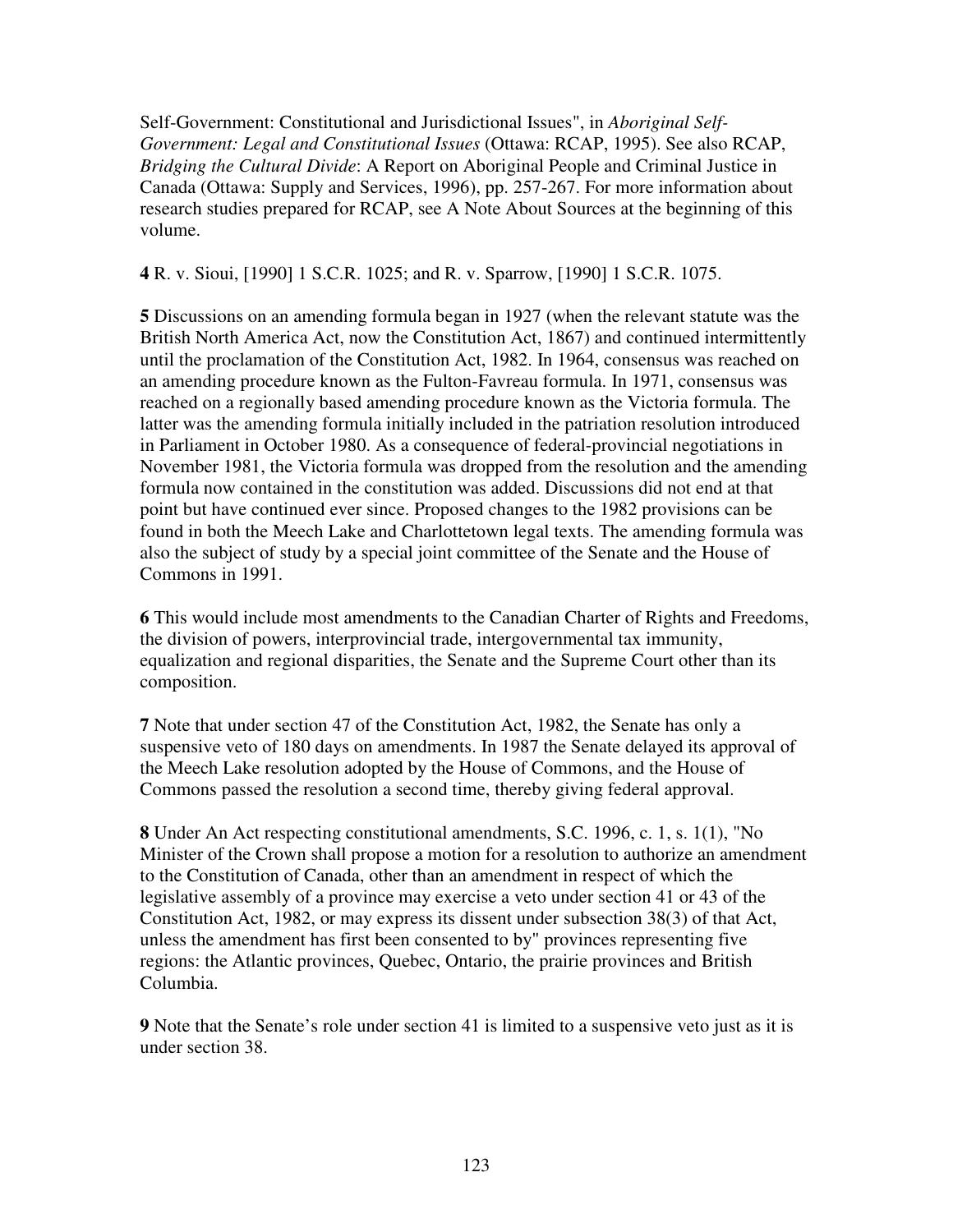Self-Government: Constitutional and Jurisdictional Issues", in *Aboriginal Self-Government: Legal and Constitutional Issues* (Ottawa: RCAP, 1995). See also RCAP, *Bridging the Cultural Divide*: A Report on Aboriginal People and Criminal Justice in Canada (Ottawa: Supply and Services, 1996), pp. 257-267. For more information about research studies prepared for RCAP, see A Note About Sources at the beginning of this volume.

**4** R. v. Sioui, [1990] 1 S.C.R. 1025; and R. v. Sparrow, [1990] 1 S.C.R. 1075.

**5** Discussions on an amending formula began in 1927 (when the relevant statute was the British North America Act, now the Constitution Act, 1867) and continued intermittently until the proclamation of the Constitution Act, 1982. In 1964, consensus was reached on an amending procedure known as the Fulton-Favreau formula. In 1971, consensus was reached on a regionally based amending procedure known as the Victoria formula. The latter was the amending formula initially included in the patriation resolution introduced in Parliament in October 1980. As a consequence of federal-provincial negotiations in November 1981, the Victoria formula was dropped from the resolution and the amending formula now contained in the constitution was added. Discussions did not end at that point but have continued ever since. Proposed changes to the 1982 provisions can be found in both the Meech Lake and Charlottetown legal texts. The amending formula was also the subject of study by a special joint committee of the Senate and the House of Commons in 1991.

**6** This would include most amendments to the Canadian Charter of Rights and Freedoms, the division of powers, interprovincial trade, intergovernmental tax immunity, equalization and regional disparities, the Senate and the Supreme Court other than its composition.

**7** Note that under section 47 of the Constitution Act, 1982, the Senate has only a suspensive veto of 180 days on amendments. In 1987 the Senate delayed its approval of the Meech Lake resolution adopted by the House of Commons, and the House of Commons passed the resolution a second time, thereby giving federal approval.

**8** Under An Act respecting constitutional amendments, S.C. 1996, c. 1, s. 1(1), "No Minister of the Crown shall propose a motion for a resolution to authorize an amendment to the Constitution of Canada, other than an amendment in respect of which the legislative assembly of a province may exercise a veto under section 41 or 43 of the Constitution Act, 1982, or may express its dissent under subsection 38(3) of that Act, unless the amendment has first been consented to by" provinces representing five regions: the Atlantic provinces, Quebec, Ontario, the prairie provinces and British Columbia.

**9** Note that the Senate's role under section 41 is limited to a suspensive veto just as it is under section 38.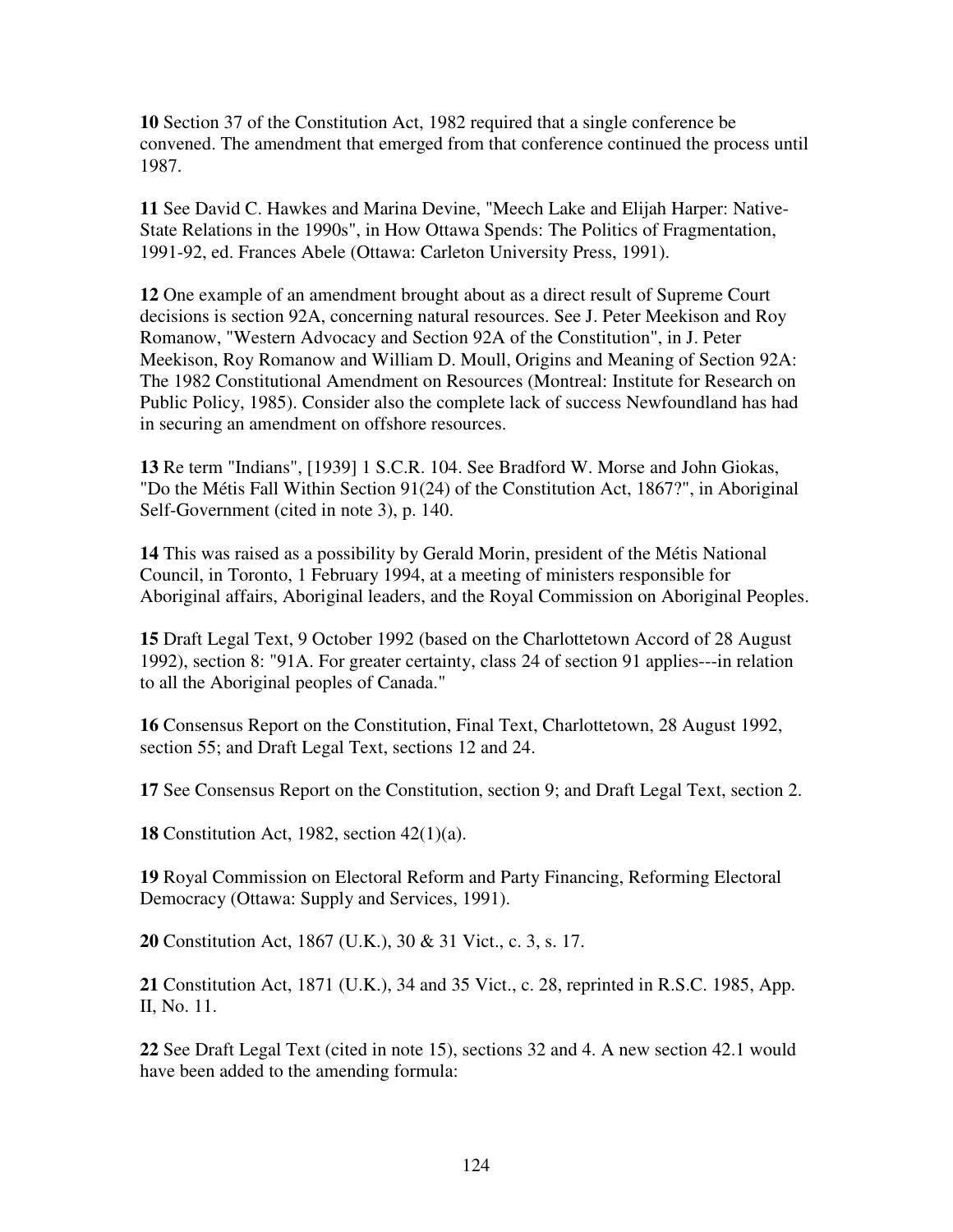**10** Section 37 of the Constitution Act, 1982 required that a single conference be convened. The amendment that emerged from that conference continued the process until 1987.

**11** See David C. Hawkes and Marina Devine, "Meech Lake and Elijah Harper: Native-State Relations in the 1990s", in How Ottawa Spends: The Politics of Fragmentation, 1991-92, ed. Frances Abele (Ottawa: Carleton University Press, 1991).

**12** One example of an amendment brought about as a direct result of Supreme Court decisions is section 92A, concerning natural resources. See J. Peter Meekison and Roy Romanow, "Western Advocacy and Section 92A of the Constitution", in J. Peter Meekison, Roy Romanow and William D. Moull, Origins and Meaning of Section 92A: The 1982 Constitutional Amendment on Resources (Montreal: Institute for Research on Public Policy, 1985). Consider also the complete lack of success Newfoundland has had in securing an amendment on offshore resources.

**13** Re term "Indians", [1939] 1 S.C.R. 104. See Bradford W. Morse and John Giokas, "Do the Métis Fall Within Section 91(24) of the Constitution Act, 1867?", in Aboriginal Self-Government (cited in note 3), p. 140.

**14** This was raised as a possibility by Gerald Morin, president of the Métis National Council, in Toronto, 1 February 1994, at a meeting of ministers responsible for Aboriginal affairs, Aboriginal leaders, and the Royal Commission on Aboriginal Peoples.

**15** Draft Legal Text, 9 October 1992 (based on the Charlottetown Accord of 28 August 1992), section 8: "91A. For greater certainty, class 24 of section 91 applies---in relation to all the Aboriginal peoples of Canada."

**16** Consensus Report on the Constitution, Final Text, Charlottetown, 28 August 1992, section 55; and Draft Legal Text, sections 12 and 24.

**17** See Consensus Report on the Constitution, section 9; and Draft Legal Text, section 2.

**18** Constitution Act, 1982, section 42(1)(a).

**19** Royal Commission on Electoral Reform and Party Financing, Reforming Electoral Democracy (Ottawa: Supply and Services, 1991).

**20** Constitution Act, 1867 (U.K.), 30 & 31 Vict., c. 3, s. 17.

**21** Constitution Act, 1871 (U.K.), 34 and 35 Vict., c. 28, reprinted in R.S.C. 1985, App. II, No. 11.

**22** See Draft Legal Text (cited in note 15), sections 32 and 4. A new section 42.1 would have been added to the amending formula: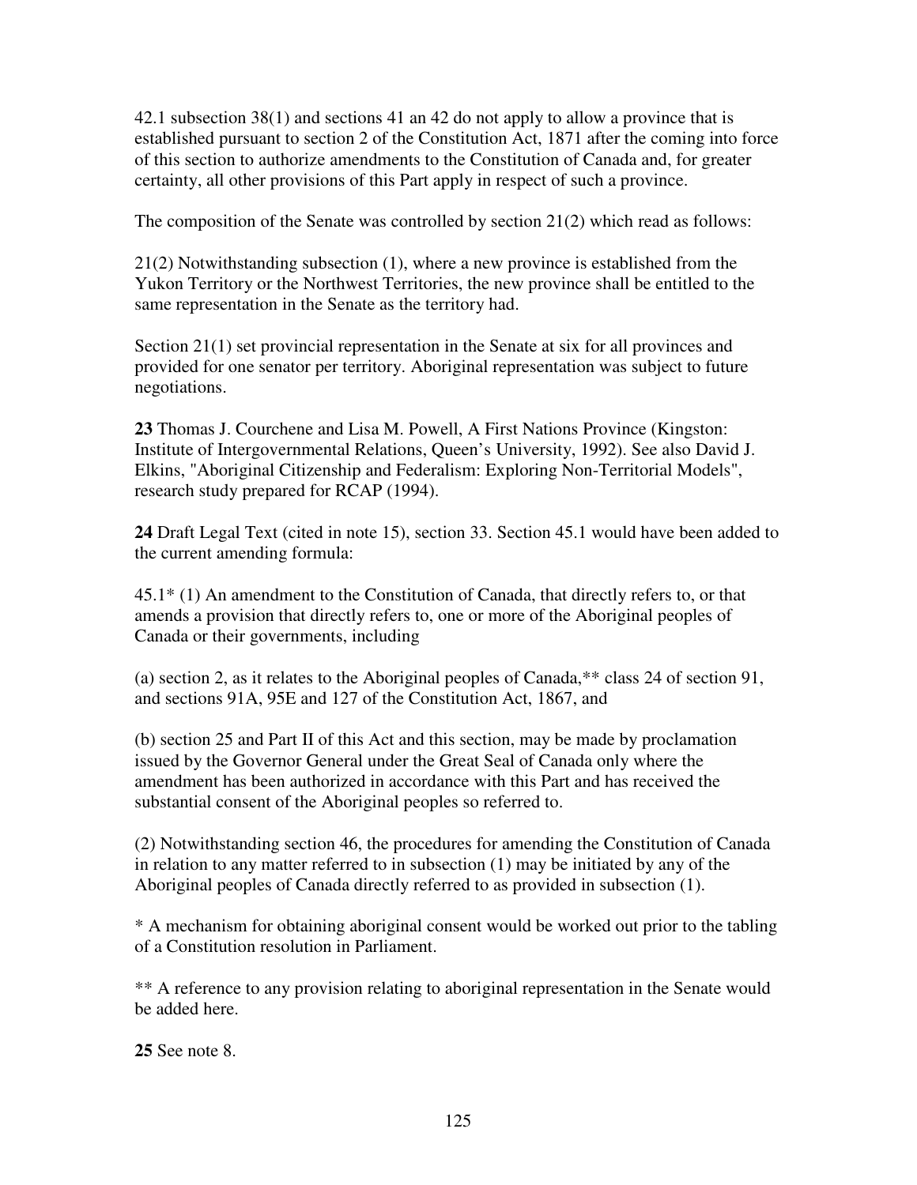42.1 subsection 38(1) and sections 41 an 42 do not apply to allow a province that is established pursuant to section 2 of the Constitution Act, 1871 after the coming into force of this section to authorize amendments to the Constitution of Canada and, for greater certainty, all other provisions of this Part apply in respect of such a province.

The composition of the Senate was controlled by section 21(2) which read as follows:

21(2) Notwithstanding subsection (1), where a new province is established from the Yukon Territory or the Northwest Territories, the new province shall be entitled to the same representation in the Senate as the territory had.

Section 21(1) set provincial representation in the Senate at six for all provinces and provided for one senator per territory. Aboriginal representation was subject to future negotiations.

**23** Thomas J. Courchene and Lisa M. Powell, A First Nations Province (Kingston: Institute of Intergovernmental Relations, Queen's University, 1992). See also David J. Elkins, "Aboriginal Citizenship and Federalism: Exploring Non-Territorial Models", research study prepared for RCAP (1994).

**24** Draft Legal Text (cited in note 15), section 33. Section 45.1 would have been added to the current amending formula:

45.1* (1) An amendment to the Constitution of Canada, that directly refers to, or that amends a provision that directly refers to, one or more of the Aboriginal peoples of Canada or their governments, including

(a) section 2, as it relates to the Aboriginal peoples of Canada,** class 24 of section 91, and sections 91A, 95E and 127 of the Constitution Act, 1867, and

(b) section 25 and Part II of this Act and this section, may be made by proclamation issued by the Governor General under the Great Seal of Canada only where the amendment has been authorized in accordance with this Part and has received the substantial consent of the Aboriginal peoples so referred to.

(2) Notwithstanding section 46, the procedures for amending the Constitution of Canada in relation to any matter referred to in subsection (1) may be initiated by any of the Aboriginal peoples of Canada directly referred to as provided in subsection (1).

* A mechanism for obtaining aboriginal consent would be worked out prior to the tabling of a Constitution resolution in Parliament.

** A reference to any provision relating to aboriginal representation in the Senate would be added here.

**25** See note 8.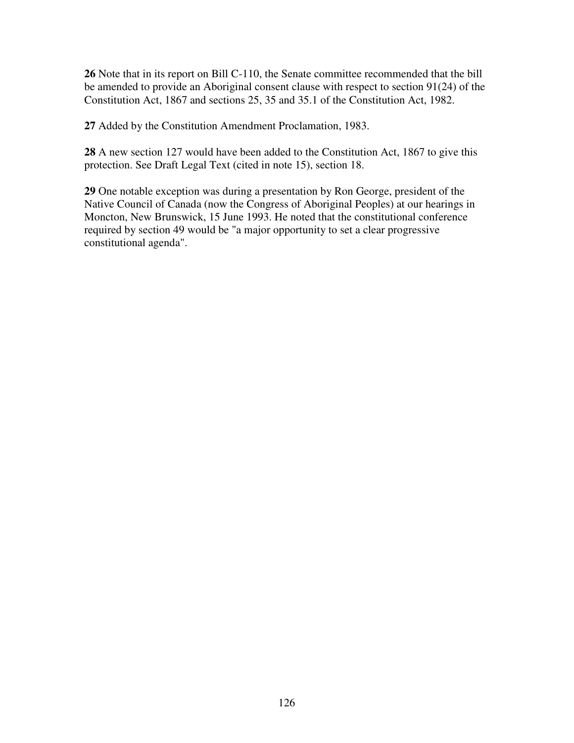**26** Note that in its report on Bill C-110, the Senate committee recommended that the bill be amended to provide an Aboriginal consent clause with respect to section 91(24) of the Constitution Act, 1867 and sections 25, 35 and 35.1 of the Constitution Act, 1982.

**27** Added by the Constitution Amendment Proclamation, 1983.

**28** A new section 127 would have been added to the Constitution Act, 1867 to give this protection. See Draft Legal Text (cited in note 15), section 18.

**29** One notable exception was during a presentation by Ron George, president of the Native Council of Canada (now the Congress of Aboriginal Peoples) at our hearings in Moncton, New Brunswick, 15 June 1993. He noted that the constitutional conference required by section 49 would be "a major opportunity to set a clear progressive constitutional agenda".